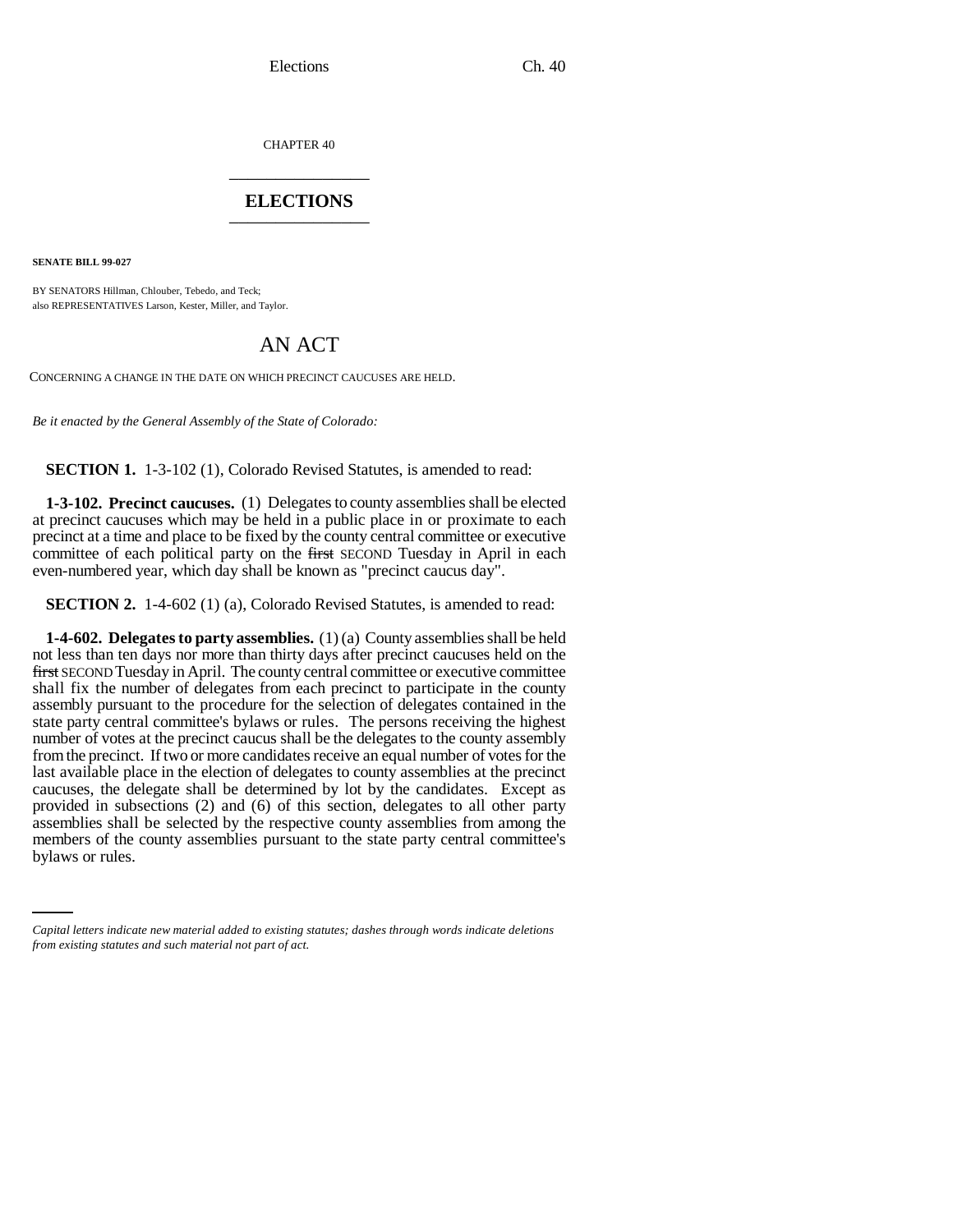CHAPTER 40

# ELECTIONS

**SENATE BILL 99-027**

BY SENATORS Hillman, Chlouber, Tebedo, and Teck;
also REPRESENTATIVES Larson, Kester, Miller, and Taylor.

# AN ACT

CONCERNING A CHANGE IN THE DATE ON WHICH PRECINCT CAUCUSES ARE HELD.

*Be it enacted by the General Assembly of the State of Colorado:*

**SECTION 1.** 1-3-102 (1), Colorado Revised Statutes, is amended to read:

**1-3-102. Precinct caucuses.** (1) Delegates to county assemblies shall be elected at precinct caucuses which may be held in a public place in or proximate to each precinct at a time and place to be fixed by the county central committee or executive committee of each political party on the ~~first~~ SECOND Tuesday in April in each even-numbered year, which day shall be known as "precinct caucus day".

**SECTION 2.** 1-4-602 (1) (a), Colorado Revised Statutes, is amended to read:

**1-4-602. Delegates to party assemblies.** (1) (a) County assemblies shall be held not less than ten days nor more than thirty days after precinct caucuses held on the ~~first~~ SECOND Tuesday in April. The county central committee or executive committee shall fix the number of delegates from each precinct to participate in the county assembly pursuant to the procedure for the selection of delegates contained in the state party central committee's bylaws or rules. The persons receiving the highest number of votes at the precinct caucus shall be the delegates to the county assembly from the precinct. If two or more candidates receive an equal number of votes for the last available place in the election of delegates to county assemblies at the precinct caucuses, the delegate shall be determined by lot by the candidates. Except as provided in subsections (2) and (6) of this section, delegates to all other party assemblies shall be selected by the respective county assemblies from among the members of the county assemblies pursuant to the state party central committee's bylaws or rules.

*Capital letters indicate new material added to existing statutes; dashes through words indicate deletions from existing statutes and such material not part of act.*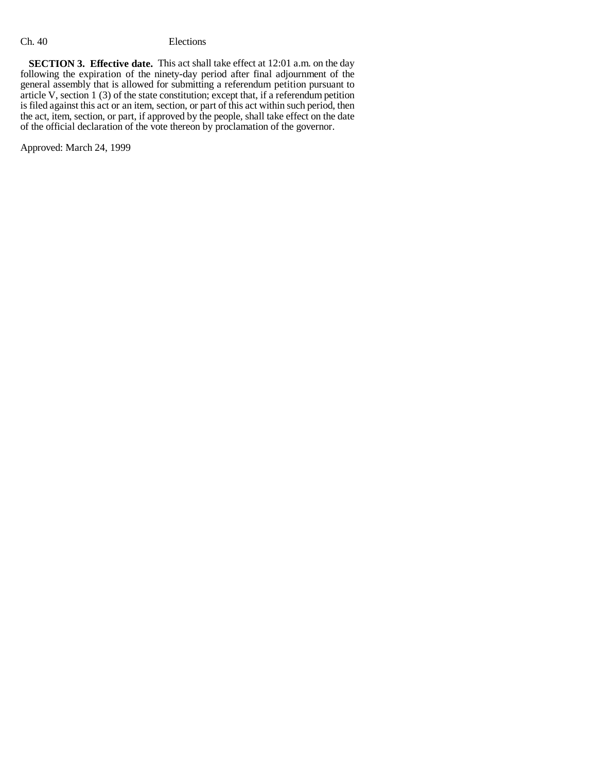**SECTION 3. Effective date.** This act shall take effect at 12:01 a.m. on the day following the expiration of the ninety-day period after final adjournment of the general assembly that is allowed for submitting a referendum petition pursuant to article V, section 1 (3) of the state constitution; except that, if a referendum petition is filed against this act or an item, section, or part of this act within such period, then the act, item, section, or part, if approved by the people, shall take effect on the date of the official declaration of the vote thereon by proclamation of the governor.

Approved: March 24, 1999